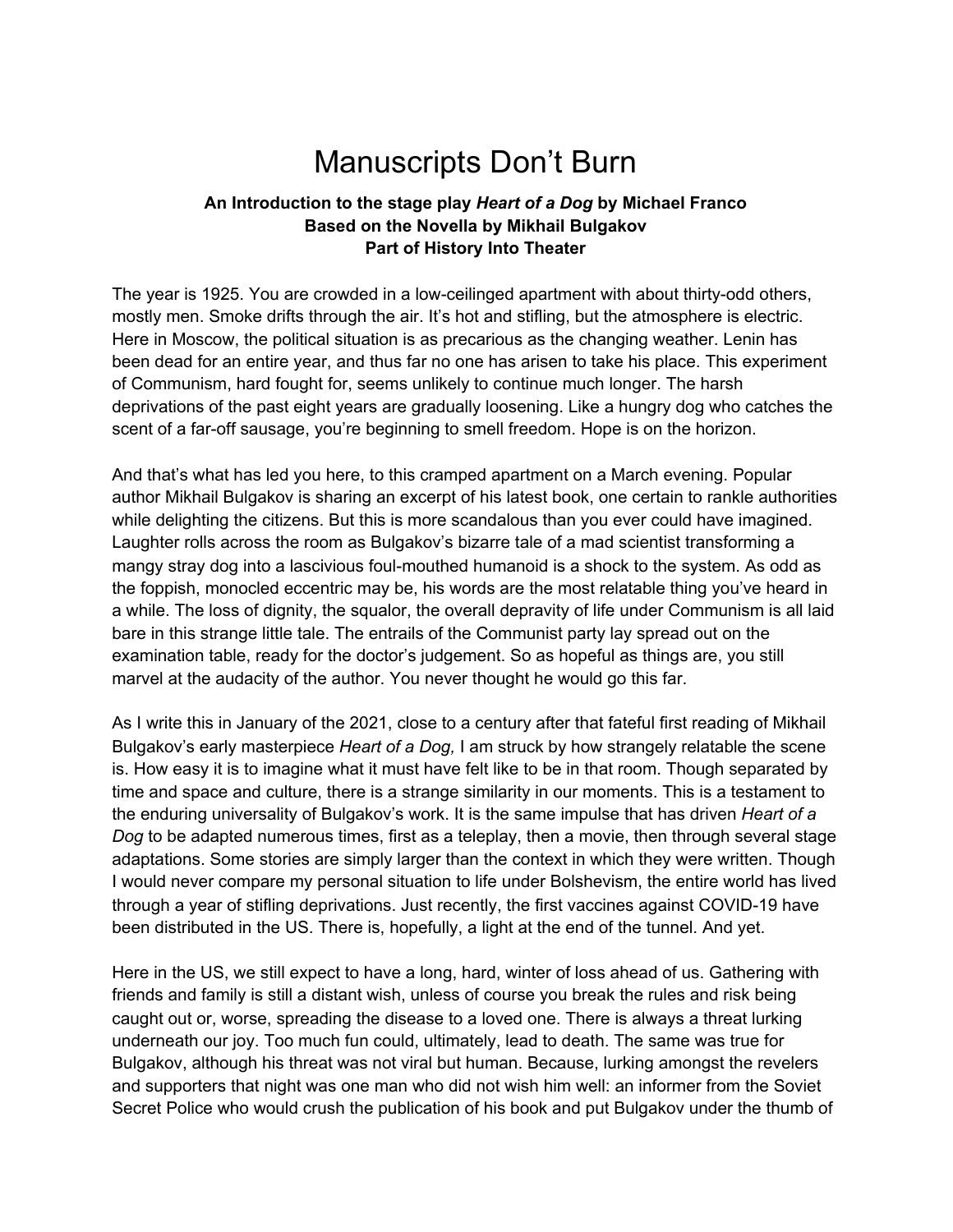# Manuscripts Don't Burn

**An Introduction to the stage play *Heart of a Dog* by Michael Franco**
**Based on the Novella by Mikhail Bulgakov**
**Part of History Into Theater**

The year is 1925. You are crowded in a low-ceilinged apartment with about thirty-odd others, mostly men. Smoke drifts through the air. It's hot and stifling, but the atmosphere is electric. Here in Moscow, the political situation is as precarious as the changing weather. Lenin has been dead for an entire year, and thus far no one has arisen to take his place. This experiment of Communism, hard fought for, seems unlikely to continue much longer. The harsh deprivations of the past eight years are gradually loosening. Like a hungry dog who catches the scent of a far-off sausage, you're beginning to smell freedom. Hope is on the horizon.

And that's what has led you here, to this cramped apartment on a March evening. Popular author Mikhail Bulgakov is sharing an excerpt of his latest book, one certain to rankle authorities while delighting the citizens. But this is more scandalous than you ever could have imagined. Laughter rolls across the room as Bulgakov's bizarre tale of a mad scientist transforming a mangy stray dog into a lascivious foul-mouthed humanoid is a shock to the system. As odd as the foppish, monocled eccentric may be, his words are the most relatable thing you've heard in a while. The loss of dignity, the squalor, the overall depravity of life under Communism is all laid bare in this strange little tale. The entrails of the Communist party lay spread out on the examination table, ready for the doctor's judgement. So as hopeful as things are, you still marvel at the audacity of the author. You never thought he would go this far.

As I write this in January of the 2021, close to a century after that fateful first reading of Mikhail Bulgakov's early masterpiece *Heart of a Dog,* I am struck by how strangely relatable the scene is. How easy it is to imagine what it must have felt like to be in that room. Though separated by time and space and culture, there is a strange similarity in our moments. This is a testament to the enduring universality of Bulgakov's work. It is the same impulse that has driven *Heart of a Dog* to be adapted numerous times, first as a teleplay, then a movie, then through several stage adaptations. Some stories are simply larger than the context in which they were written. Though I would never compare my personal situation to life under Bolshevism, the entire world has lived through a year of stifling deprivations. Just recently, the first vaccines against COVID-19 have been distributed in the US. There is, hopefully, a light at the end of the tunnel. And yet.

Here in the US, we still expect to have a long, hard, winter of loss ahead of us. Gathering with friends and family is still a distant wish, unless of course you break the rules and risk being caught out or, worse, spreading the disease to a loved one. There is always a threat lurking underneath our joy. Too much fun could, ultimately, lead to death. The same was true for Bulgakov, although his threat was not viral but human. Because, lurking amongst the revelers and supporters that night was one man who did not wish him well: an informer from the Soviet Secret Police who would crush the publication of his book and put Bulgakov under the thumb of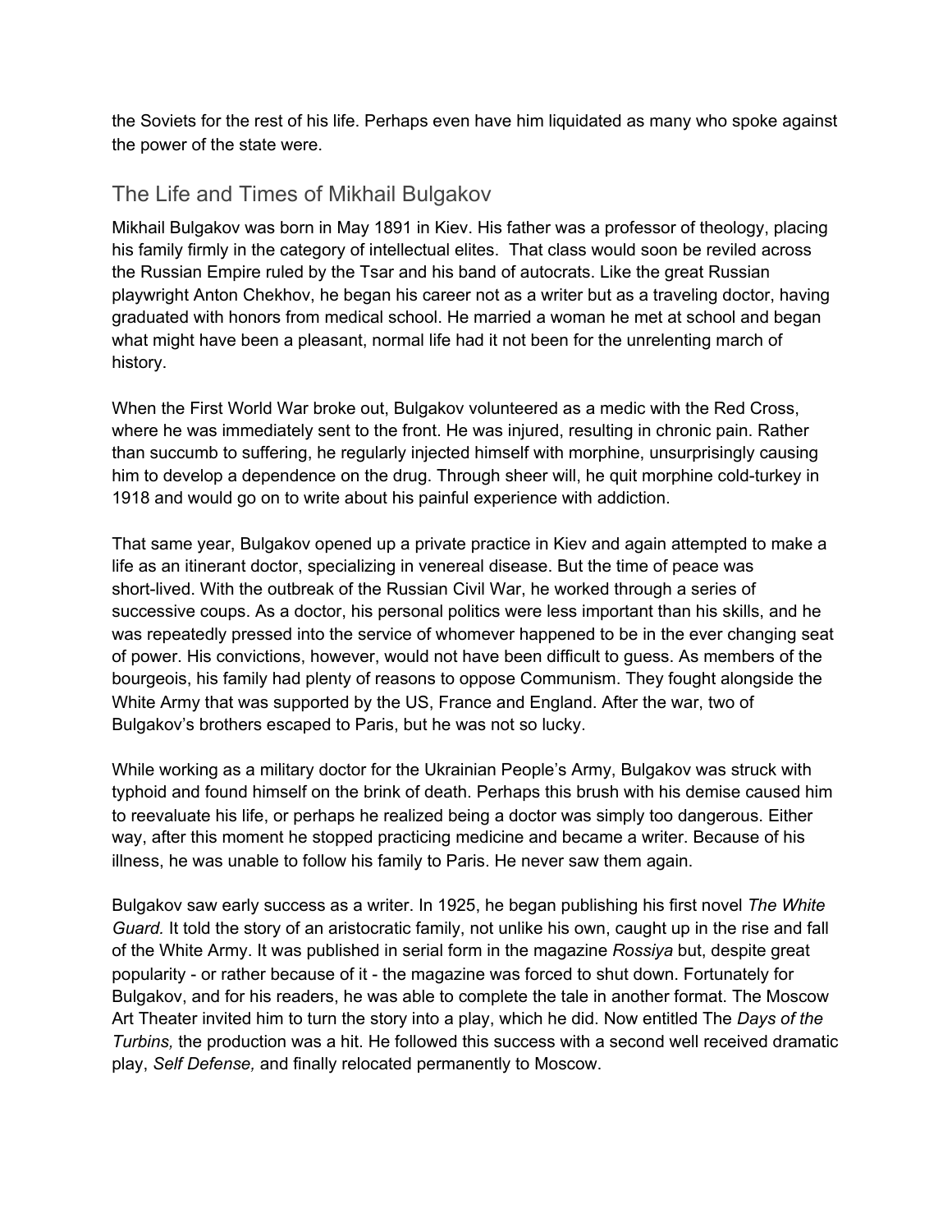the Soviets for the rest of his life. Perhaps even have him liquidated as many who spoke against the power of the state were.

## The Life and Times of Mikhail Bulgakov

Mikhail Bulgakov was born in May 1891 in Kiev. His father was a professor of theology, placing his family firmly in the category of intellectual elites. That class would soon be reviled across the Russian Empire ruled by the Tsar and his band of autocrats. Like the great Russian playwright Anton Chekhov, he began his career not as a writer but as a traveling doctor, having graduated with honors from medical school. He married a woman he met at school and began what might have been a pleasant, normal life had it not been for the unrelenting march of history.

When the First World War broke out, Bulgakov volunteered as a medic with the Red Cross, where he was immediately sent to the front. He was injured, resulting in chronic pain. Rather than succumb to suffering, he regularly injected himself with morphine, unsurprisingly causing him to develop a dependence on the drug. Through sheer will, he quit morphine cold-turkey in 1918 and would go on to write about his painful experience with addiction.

That same year, Bulgakov opened up a private practice in Kiev and again attempted to make a life as an itinerant doctor, specializing in venereal disease. But the time of peace was short-lived. With the outbreak of the Russian Civil War, he worked through a series of successive coups. As a doctor, his personal politics were less important than his skills, and he was repeatedly pressed into the service of whomever happened to be in the ever changing seat of power. His convictions, however, would not have been difficult to guess. As members of the bourgeois, his family had plenty of reasons to oppose Communism. They fought alongside the White Army that was supported by the US, France and England. After the war, two of Bulgakov's brothers escaped to Paris, but he was not so lucky.

While working as a military doctor for the Ukrainian People's Army, Bulgakov was struck with typhoid and found himself on the brink of death. Perhaps this brush with his demise caused him to reevaluate his life, or perhaps he realized being a doctor was simply too dangerous. Either way, after this moment he stopped practicing medicine and became a writer. Because of his illness, he was unable to follow his family to Paris. He never saw them again.

Bulgakov saw early success as a writer. In 1925, he began publishing his first novel *The White Guard.* It told the story of an aristocratic family, not unlike his own, caught up in the rise and fall of the White Army. It was published in serial form in the magazine *Rossiya* but, despite great popularity - or rather because of it - the magazine was forced to shut down. Fortunately for Bulgakov, and for his readers, he was able to complete the tale in another format. The Moscow Art Theater invited him to turn the story into a play, which he did. Now entitled The *Days of the Turbins,* the production was a hit. He followed this success with a second well received dramatic play, *Self Defense,* and finally relocated permanently to Moscow.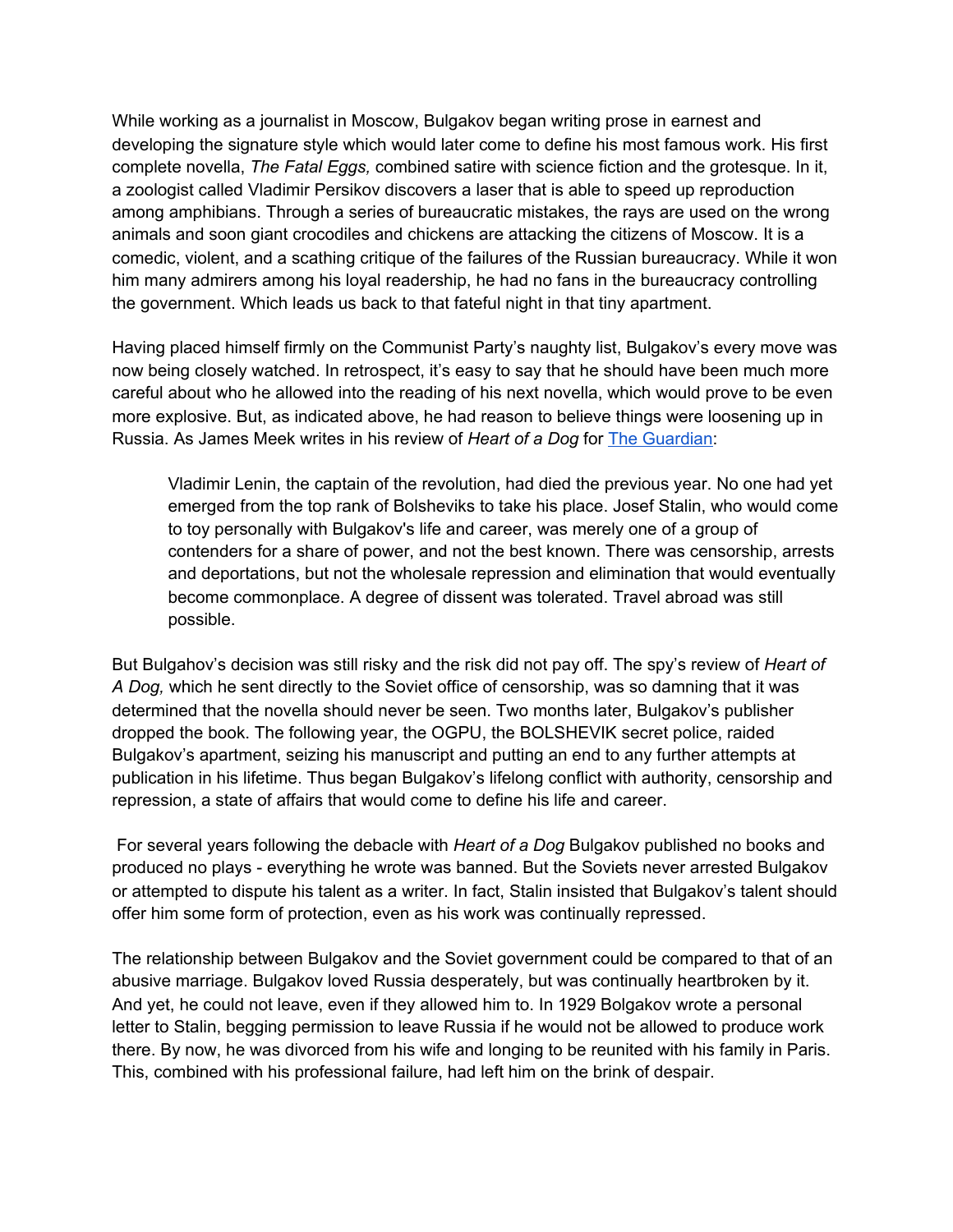While working as a journalist in Moscow, Bulgakov began writing prose in earnest and developing the signature style which would later come to define his most famous work. His first complete novella, *The Fatal Eggs,* combined satire with science fiction and the grotesque. In it, a zoologist called Vladimir Persikov discovers a laser that is able to speed up reproduction among amphibians. Through a series of bureaucratic mistakes, the rays are used on the wrong animals and soon giant crocodiles and chickens are attacking the citizens of Moscow. It is a comedic, violent, and a scathing critique of the failures of the Russian bureaucracy. While it won him many admirers among his loyal readership, he had no fans in the bureaucracy controlling the government. Which leads us back to that fateful night in that tiny apartment.

Having placed himself firmly on the Communist Party's naughty list, Bulgakov's every move was now being closely watched. In retrospect, it's easy to say that he should have been much more careful about who he allowed into the reading of his next novella, which would prove to be even more explosive. But, as indicated above, he had reason to believe things were loosening up in Russia. As James Meek writes in his review of *Heart of a Dog* for [The Guardian](#):

> Vladimir Lenin, the captain of the revolution, had died the previous year. No one had yet emerged from the top rank of Bolsheviks to take his place. Josef Stalin, who would come to toy personally with Bulgakov's life and career, was merely one of a group of contenders for a share of power, and not the best known. There was censorship, arrests and deportations, but not the wholesale repression and elimination that would eventually become commonplace. A degree of dissent was tolerated. Travel abroad was still possible.

But Bulgahov's decision was still risky and the risk did not pay off. The spy's review of *Heart of A Dog,* which he sent directly to the Soviet office of censorship, was so damning that it was determined that the novella should never be seen. Two months later, Bulgakov's publisher dropped the book. The following year, the OGPU, the BOLSHEVIK secret police, raided Bulgakov's apartment, seizing his manuscript and putting an end to any further attempts at publication in his lifetime. Thus began Bulgakov's lifelong conflict with authority, censorship and repression, a state of affairs that would come to define his life and career.

For several years following the debacle with *Heart of a Dog* Bulgakov published no books and produced no plays - everything he wrote was banned. But the Soviets never arrested Bulgakov or attempted to dispute his talent as a writer. In fact, Stalin insisted that Bulgakov's talent should offer him some form of protection, even as his work was continually repressed.

The relationship between Bulgakov and the Soviet government could be compared to that of an abusive marriage. Bulgakov loved Russia desperately, but was continually heartbroken by it. And yet, he could not leave, even if they allowed him to. In 1929 Bolgakov wrote a personal letter to Stalin, begging permission to leave Russia if he would not be allowed to produce work there. By now, he was divorced from his wife and longing to be reunited with his family in Paris. This, combined with his professional failure, had left him on the brink of despair.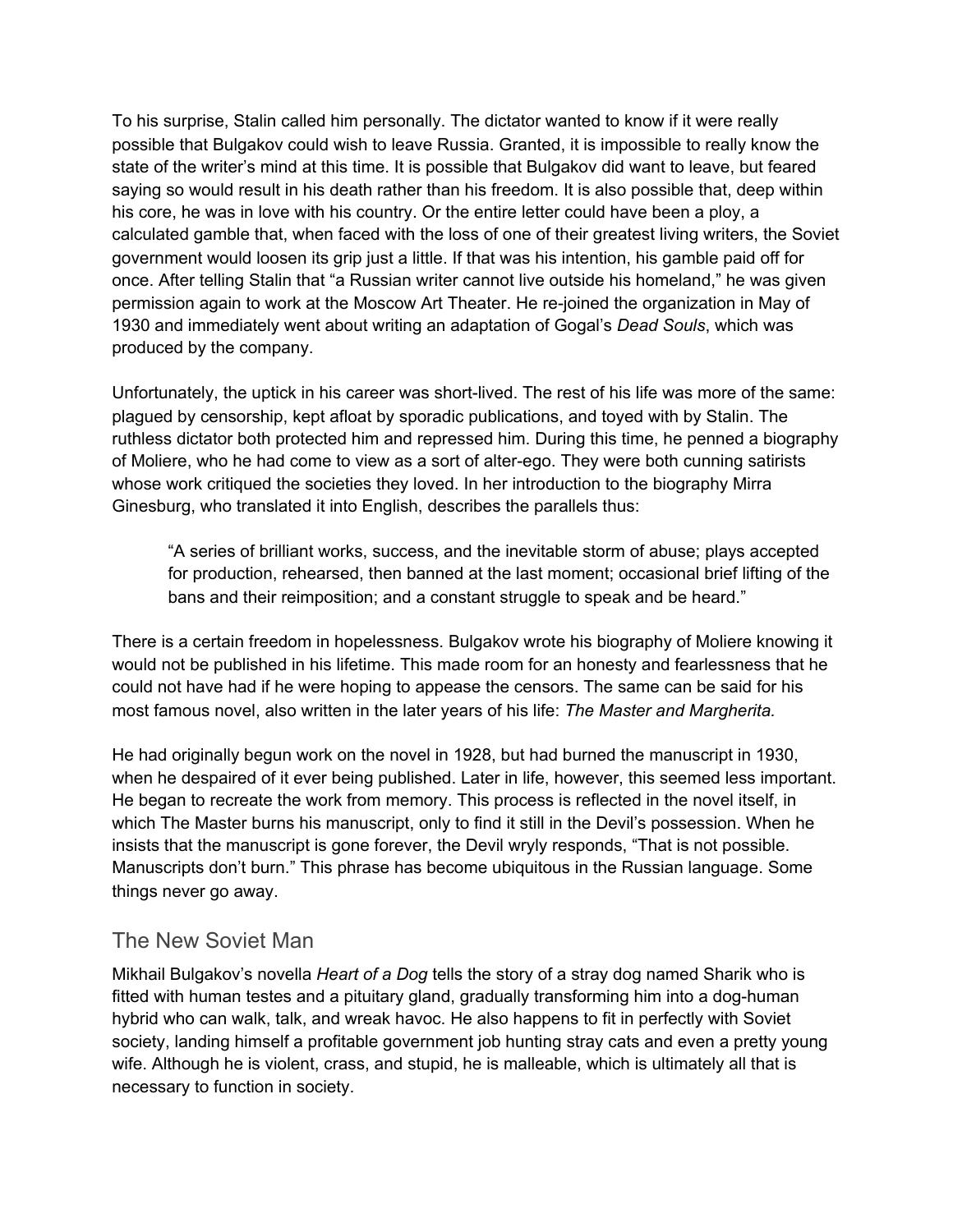To his surprise, Stalin called him personally. The dictator wanted to know if it were really possible that Bulgakov could wish to leave Russia. Granted, it is impossible to really know the state of the writer's mind at this time. It is possible that Bulgakov did want to leave, but feared saying so would result in his death rather than his freedom. It is also possible that, deep within his core, he was in love with his country. Or the entire letter could have been a ploy, a calculated gamble that, when faced with the loss of one of their greatest living writers, the Soviet government would loosen its grip just a little. If that was his intention, his gamble paid off for once. After telling Stalin that "a Russian writer cannot live outside his homeland," he was given permission again to work at the Moscow Art Theater. He re-joined the organization in May of 1930 and immediately went about writing an adaptation of Gogal's *Dead Souls*, which was produced by the company.

Unfortunately, the uptick in his career was short-lived. The rest of his life was more of the same: plagued by censorship, kept afloat by sporadic publications, and toyed with by Stalin. The ruthless dictator both protected him and repressed him. During this time, he penned a biography of Moliere, who he had come to view as a sort of alter-ego. They were both cunning satirists whose work critiqued the societies they loved. In her introduction to the biography Mirra Ginesburg, who translated it into English, describes the parallels thus:

> "A series of brilliant works, success, and the inevitable storm of abuse; plays accepted for production, rehearsed, then banned at the last moment; occasional brief lifting of the bans and their reimposition; and a constant struggle to speak and be heard."

There is a certain freedom in hopelessness. Bulgakov wrote his biography of Moliere knowing it would not be published in his lifetime. This made room for an honesty and fearlessness that he could not have had if he were hoping to appease the censors. The same can be said for his most famous novel, also written in the later years of his life: *The Master and Margherita.*

He had originally begun work on the novel in 1928, but had burned the manuscript in 1930, when he despaired of it ever being published. Later in life, however, this seemed less important. He began to recreate the work from memory. This process is reflected in the novel itself, in which The Master burns his manuscript, only to find it still in the Devil's possession. When he insists that the manuscript is gone forever, the Devil wryly responds, "That is not possible. Manuscripts don't burn." This phrase has become ubiquitous in the Russian language. Some things never go away.

## The New Soviet Man

Mikhail Bulgakov's novella *Heart of a Dog* tells the story of a stray dog named Sharik who is fitted with human testes and a pituitary gland, gradually transforming him into a dog-human hybrid who can walk, talk, and wreak havoc. He also happens to fit in perfectly with Soviet society, landing himself a profitable government job hunting stray cats and even a pretty young wife. Although he is violent, crass, and stupid, he is malleable, which is ultimately all that is necessary to function in society.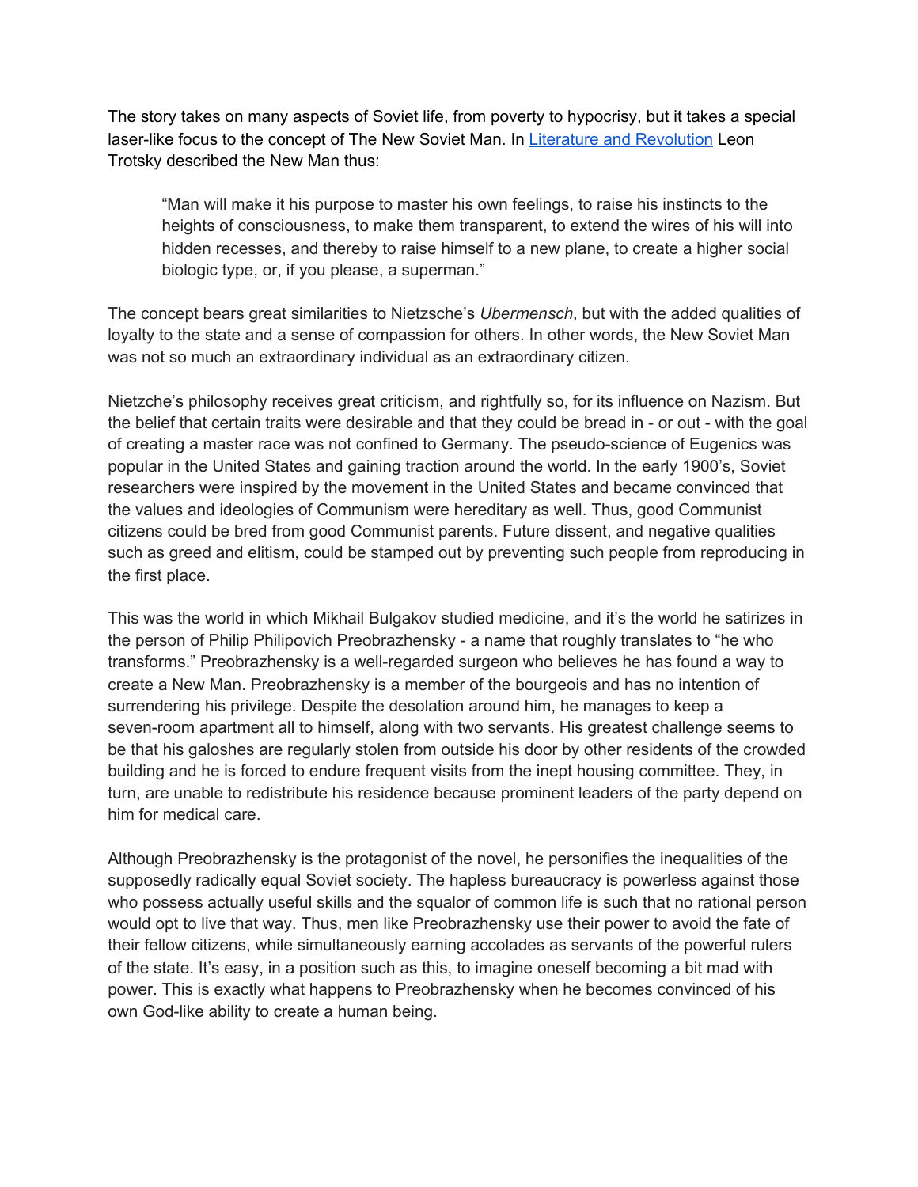The story takes on many aspects of Soviet life, from poverty to hypocrisy, but it takes a special laser-like focus to the concept of The New Soviet Man. In [Literature and Revolution](#) Leon Trotsky described the New Man thus:

> "Man will make it his purpose to master his own feelings, to raise his instincts to the heights of consciousness, to make them transparent, to extend the wires of his will into hidden recesses, and thereby to raise himself to a new plane, to create a higher social biologic type, or, if you please, a superman."

The concept bears great similarities to Nietzsche's *Ubermensch*, but with the added qualities of loyalty to the state and a sense of compassion for others. In other words, the New Soviet Man was not so much an extraordinary individual as an extraordinary citizen.

Nietzche's philosophy receives great criticism, and rightfully so, for its influence on Nazism. But the belief that certain traits were desirable and that they could be bread in - or out - with the goal of creating a master race was not confined to Germany. The pseudo-science of Eugenics was popular in the United States and gaining traction around the world. In the early 1900's, Soviet researchers were inspired by the movement in the United States and became convinced that the values and ideologies of Communism were hereditary as well. Thus, good Communist citizens could be bred from good Communist parents. Future dissent, and negative qualities such as greed and elitism, could be stamped out by preventing such people from reproducing in the first place.

This was the world in which Mikhail Bulgakov studied medicine, and it's the world he satirizes in the person of Philip Philipovich Preobrazhensky - a name that roughly translates to "he who transforms." Preobrazhensky is a well-regarded surgeon who believes he has found a way to create a New Man. Preobrazhensky is a member of the bourgeois and has no intention of surrendering his privilege. Despite the desolation around him, he manages to keep a seven-room apartment all to himself, along with two servants. His greatest challenge seems to be that his galoshes are regularly stolen from outside his door by other residents of the crowded building and he is forced to endure frequent visits from the inept housing committee. They, in turn, are unable to redistribute his residence because prominent leaders of the party depend on him for medical care.

Although Preobrazhensky is the protagonist of the novel, he personifies the inequalities of the supposedly radically equal Soviet society. The hapless bureaucracy is powerless against those who possess actually useful skills and the squalor of common life is such that no rational person would opt to live that way. Thus, men like Preobrazhensky use their power to avoid the fate of their fellow citizens, while simultaneously earning accolades as servants of the powerful rulers of the state. It's easy, in a position such as this, to imagine oneself becoming a bit mad with power. This is exactly what happens to Preobrazhensky when he becomes convinced of his own God-like ability to create a human being.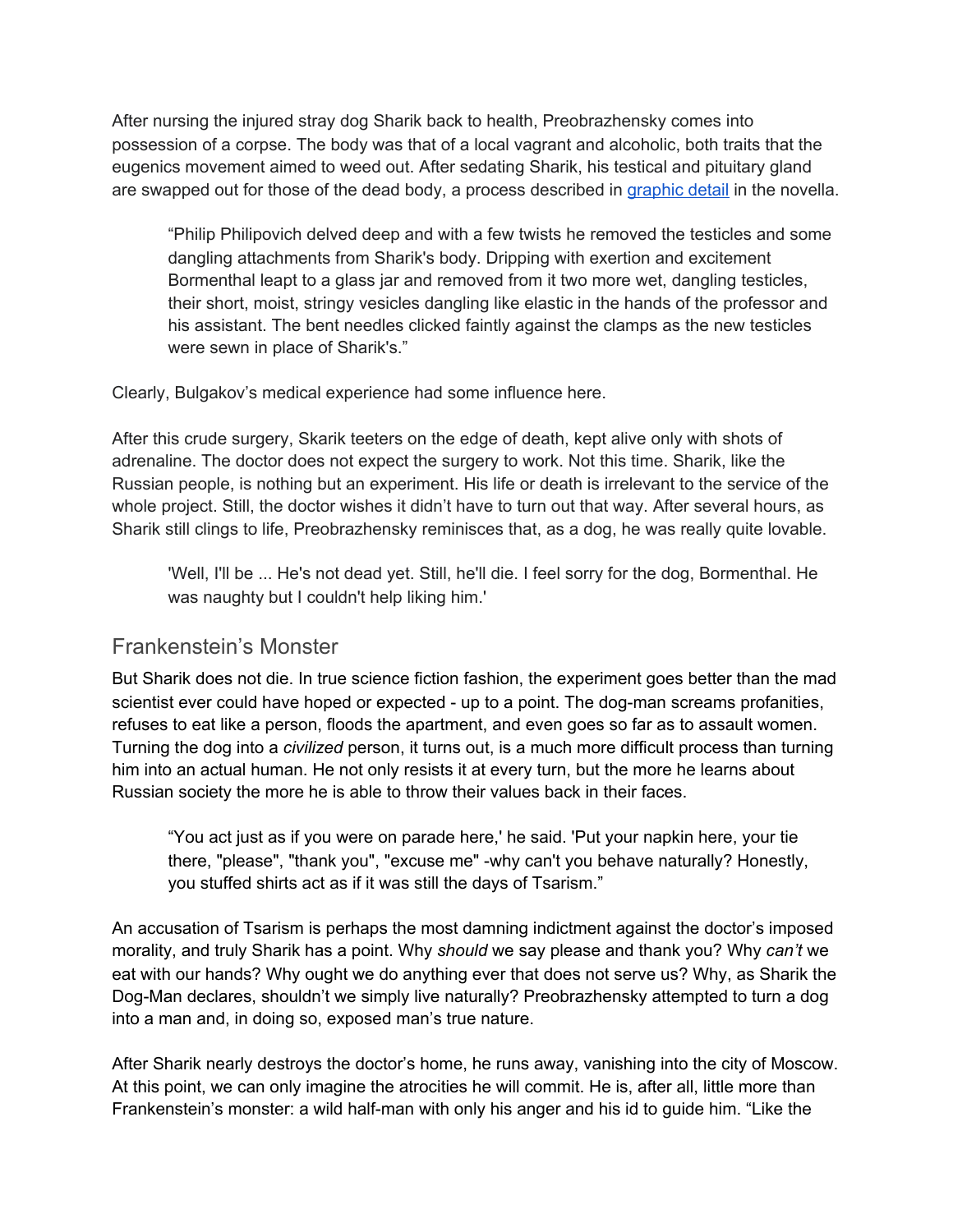After nursing the injured stray dog Sharik back to health, Preobrazhensky comes into possession of a corpse. The body was that of a local vagrant and alcoholic, both traits that the eugenics movement aimed to weed out. After sedating Sharik, his testical and pituitary gland are swapped out for those of the dead body, a process described in [graphic detail] in the novella.

> "Philip Philipovich delved deep and with a few twists he removed the testicles and some dangling attachments from Sharik's body. Dripping with exertion and excitement Bormenthal leapt to a glass jar and removed from it two more wet, dangling testicles, their short, moist, stringy vesicles dangling like elastic in the hands of the professor and his assistant. The bent needles clicked faintly against the clamps as the new testicles were sewn in place of Sharik's."

Clearly, Bulgakov's medical experience had some influence here.

After this crude surgery, Skarik teeters on the edge of death, kept alive only with shots of adrenaline. The doctor does not expect the surgery to work. Not this time. Sharik, like the Russian people, is nothing but an experiment. His life or death is irrelevant to the service of the whole project. Still, the doctor wishes it didn't have to turn out that way. After several hours, as Sharik still clings to life, Preobrazhensky reminisces that, as a dog, he was really quite lovable.

> 'Well, I'll be ... He's not dead yet. Still, he'll die. I feel sorry for the dog, Bormenthal. He was naughty but I couldn't help liking him.'

## Frankenstein's Monster

But Sharik does not die. In true science fiction fashion, the experiment goes better than the mad scientist ever could have hoped or expected - up to a point. The dog-man screams profanities, refuses to eat like a person, floods the apartment, and even goes so far as to assault women. Turning the dog into a *civilized* person, it turns out, is a much more difficult process than turning him into an actual human. He not only resists it at every turn, but the more he learns about Russian society the more he is able to throw their values back in their faces.

> "You act just as if you were on parade here,' he said. 'Put your napkin here, your tie there, "please", "thank you", "excuse me" -why can't you behave naturally? Honestly, you stuffed shirts act as if it was still the days of Tsarism."

An accusation of Tsarism is perhaps the most damning indictment against the doctor's imposed morality, and truly Sharik has a point. Why *should* we say please and thank you? Why *can't* we eat with our hands? Why ought we do anything ever that does not serve us? Why, as Sharik the Dog-Man declares, shouldn't we simply live naturally? Preobrazhensky attempted to turn a dog into a man and, in doing so, exposed man's true nature.

After Sharik nearly destroys the doctor's home, he runs away, vanishing into the city of Moscow. At this point, we can only imagine the atrocities he will commit. He is, after all, little more than Frankenstein's monster: a wild half-man with only his anger and his id to guide him. "Like the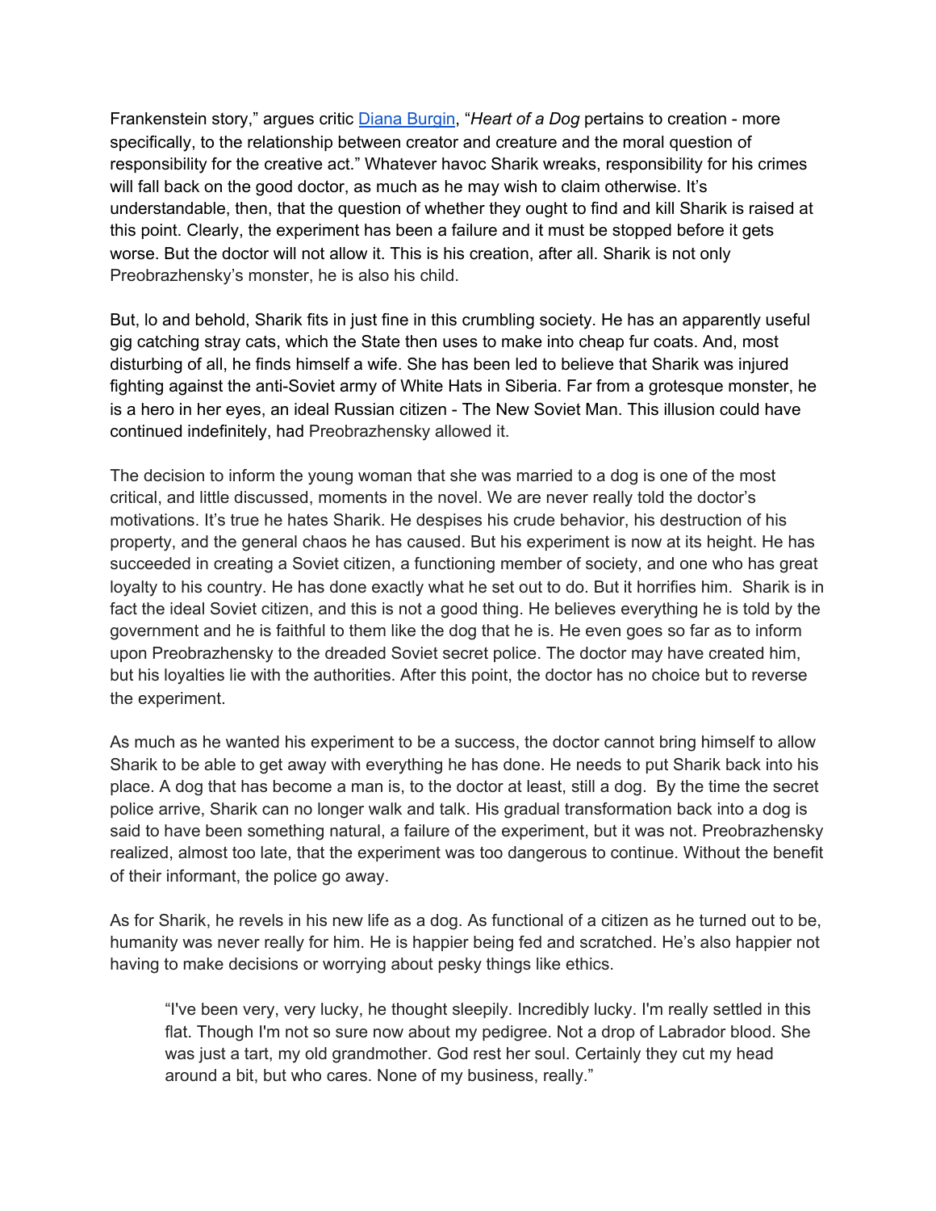Frankenstein story," argues critic [Diana Burgin](), "*Heart of a Dog* pertains to creation - more specifically, to the relationship between creator and creature and the moral question of responsibility for the creative act." Whatever havoc Sharik wreaks, responsibility for his crimes will fall back on the good doctor, as much as he may wish to claim otherwise. It's understandable, then, that the question of whether they ought to find and kill Sharik is raised at this point. Clearly, the experiment has been a failure and it must be stopped before it gets worse. But the doctor will not allow it. This is his creation, after all. Sharik is not only Preobrazhensky's monster, he is also his child.

But, lo and behold, Sharik fits in just fine in this crumbling society. He has an apparently useful gig catching stray cats, which the State then uses to make into cheap fur coats. And, most disturbing of all, he finds himself a wife. She has been led to believe that Sharik was injured fighting against the anti-Soviet army of White Hats in Siberia. Far from a grotesque monster, he is a hero in her eyes, an ideal Russian citizen - The New Soviet Man. This illusion could have continued indefinitely, had Preobrazhensky allowed it.

The decision to inform the young woman that she was married to a dog is one of the most critical, and little discussed, moments in the novel. We are never really told the doctor's motivations. It's true he hates Sharik. He despises his crude behavior, his destruction of his property, and the general chaos he has caused. But his experiment is now at its height. He has succeeded in creating a Soviet citizen, a functioning member of society, and one who has great loyalty to his country. He has done exactly what he set out to do. But it horrifies him. Sharik is in fact the ideal Soviet citizen, and this is not a good thing. He believes everything he is told by the government and he is faithful to them like the dog that he is. He even goes so far as to inform upon Preobrazhensky to the dreaded Soviet secret police. The doctor may have created him, but his loyalties lie with the authorities. After this point, the doctor has no choice but to reverse the experiment.

As much as he wanted his experiment to be a success, the doctor cannot bring himself to allow Sharik to be able to get away with everything he has done. He needs to put Sharik back into his place. A dog that has become a man is, to the doctor at least, still a dog. By the time the secret police arrive, Sharik can no longer walk and talk. His gradual transformation back into a dog is said to have been something natural, a failure of the experiment, but it was not. Preobrazhensky realized, almost too late, that the experiment was too dangerous to continue. Without the benefit of their informant, the police go away.

As for Sharik, he revels in his new life as a dog. As functional of a citizen as he turned out to be, humanity was never really for him. He is happier being fed and scratched. He's also happier not having to make decisions or worrying about pesky things like ethics.

> "I've been very, very lucky, he thought sleepily. Incredibly lucky. I'm really settled in this flat. Though I'm not so sure now about my pedigree. Not a drop of Labrador blood. She was just a tart, my old grandmother. God rest her soul. Certainly they cut my head around a bit, but who cares. None of my business, really."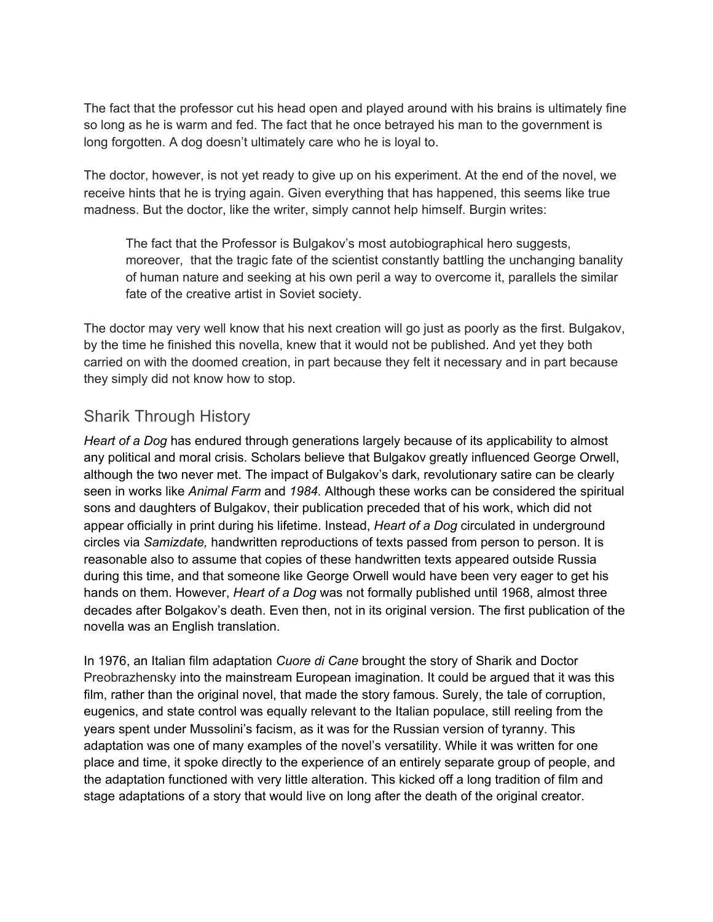The fact that the professor cut his head open and played around with his brains is ultimately fine so long as he is warm and fed. The fact that he once betrayed his man to the government is long forgotten. A dog doesn't ultimately care who he is loyal to.

The doctor, however, is not yet ready to give up on his experiment. At the end of the novel, we receive hints that he is trying again. Given everything that has happened, this seems like true madness. But the doctor, like the writer, simply cannot help himself. Burgin writes:

> The fact that the Professor is Bulgakov's most autobiographical hero suggests, moreover, that the tragic fate of the scientist constantly battling the unchanging banality of human nature and seeking at his own peril a way to overcome it, parallels the similar fate of the creative artist in Soviet society.

The doctor may very well know that his next creation will go just as poorly as the first. Bulgakov, by the time he finished this novella, knew that it would not be published. And yet they both carried on with the doomed creation, in part because they felt it necessary and in part because they simply did not know how to stop.

## Sharik Through History

*Heart of a Dog* has endured through generations largely because of its applicability to almost any political and moral crisis. Scholars believe that Bulgakov greatly influenced George Orwell, although the two never met. The impact of Bulgakov's dark, revolutionary satire can be clearly seen in works like *Animal Farm* and *1984.* Although these works can be considered the spiritual sons and daughters of Bulgakov, their publication preceded that of his work, which did not appear officially in print during his lifetime. Instead, *Heart of a Dog* circulated in underground circles via *Samizdate,* handwritten reproductions of texts passed from person to person. It is reasonable also to assume that copies of these handwritten texts appeared outside Russia during this time, and that someone like George Orwell would have been very eager to get his hands on them. However, *Heart of a Dog* was not formally published until 1968, almost three decades after Bolgakov's death. Even then, not in its original version. The first publication of the novella was an English translation.

In 1976, an Italian film adaptation *Cuore di Cane* brought the story of Sharik and Doctor Preobrazhensky into the mainstream European imagination. It could be argued that it was this film, rather than the original novel, that made the story famous. Surely, the tale of corruption, eugenics, and state control was equally relevant to the Italian populace, still reeling from the years spent under Mussolini's facism, as it was for the Russian version of tyranny. This adaptation was one of many examples of the novel's versatility. While it was written for one place and time, it spoke directly to the experience of an entirely separate group of people, and the adaptation functioned with very little alteration. This kicked off a long tradition of film and stage adaptations of a story that would live on long after the death of the original creator.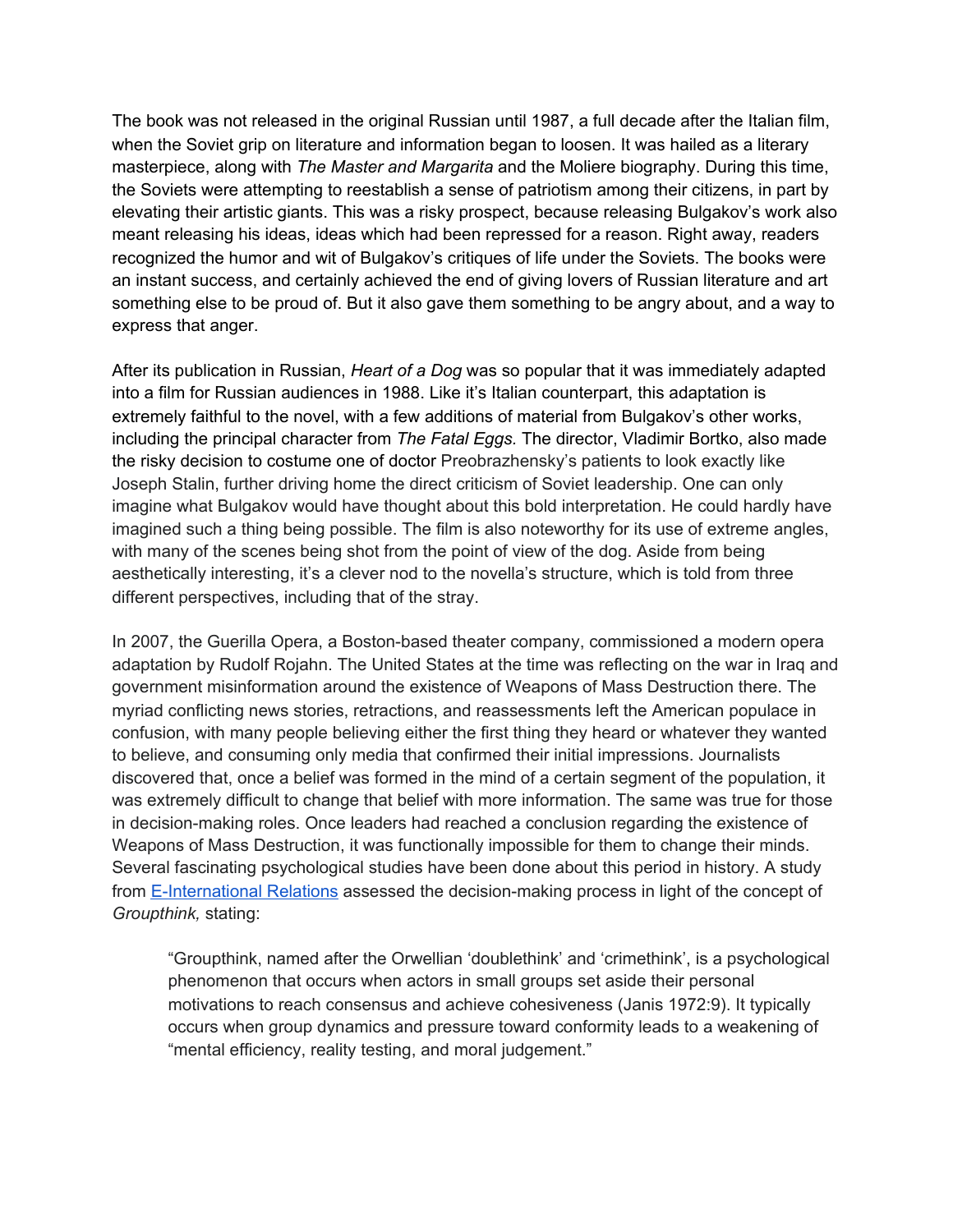The book was not released in the original Russian until 1987, a full decade after the Italian film, when the Soviet grip on literature and information began to loosen. It was hailed as a literary masterpiece, along with *The Master and Margarita* and the Moliere biography. During this time, the Soviets were attempting to reestablish a sense of patriotism among their citizens, in part by elevating their artistic giants. This was a risky prospect, because releasing Bulgakov's work also meant releasing his ideas, ideas which had been repressed for a reason. Right away, readers recognized the humor and wit of Bulgakov's critiques of life under the Soviets. The books were an instant success, and certainly achieved the end of giving lovers of Russian literature and art something else to be proud of. But it also gave them something to be angry about, and a way to express that anger.

After its publication in Russian, *Heart of a Dog* was so popular that it was immediately adapted into a film for Russian audiences in 1988. Like it's Italian counterpart, this adaptation is extremely faithful to the novel, with a few additions of material from Bulgakov's other works, including the principal character from *The Fatal Eggs.* The director, Vladimir Bortko, also made the risky decision to costume one of doctor Preobrazhensky's patients to look exactly like Joseph Stalin, further driving home the direct criticism of Soviet leadership. One can only imagine what Bulgakov would have thought about this bold interpretation. He could hardly have imagined such a thing being possible. The film is also noteworthy for its use of extreme angles, with many of the scenes being shot from the point of view of the dog. Aside from being aesthetically interesting, it's a clever nod to the novella's structure, which is told from three different perspectives, including that of the stray.

In 2007, the Guerilla Opera, a Boston-based theater company, commissioned a modern opera adaptation by Rudolf Rojahn. The United States at the time was reflecting on the war in Iraq and government misinformation around the existence of Weapons of Mass Destruction there. The myriad conflicting news stories, retractions, and reassessments left the American populace in confusion, with many people believing either the first thing they heard or whatever they wanted to believe, and consuming only media that confirmed their initial impressions. Journalists discovered that, once a belief was formed in the mind of a certain segment of the population, it was extremely difficult to change that belief with more information. The same was true for those in decision-making roles. Once leaders had reached a conclusion regarding the existence of Weapons of Mass Destruction, it was functionally impossible for them to change their minds. Several fascinating psychological studies have been done about this period in history. A study from E-International Relations assessed the decision-making process in light of the concept of *Groupthink,* stating:

> "Groupthink, named after the Orwellian 'doublethink' and 'crimethink', is a psychological phenomenon that occurs when actors in small groups set aside their personal motivations to reach consensus and achieve cohesiveness (Janis 1972:9). It typically occurs when group dynamics and pressure toward conformity leads to a weakening of "mental efficiency, reality testing, and moral judgement."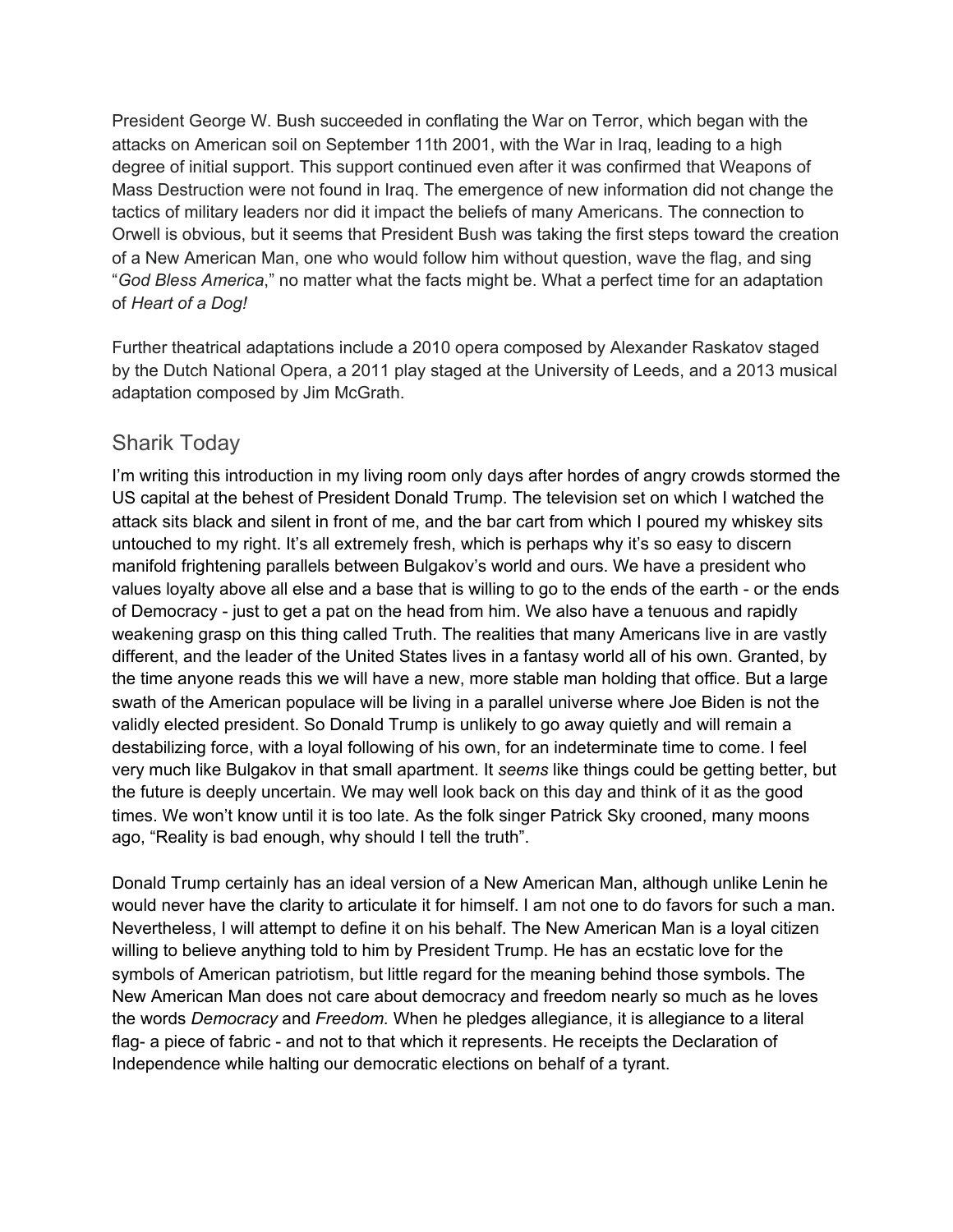President George W. Bush succeeded in conflating the War on Terror, which began with the attacks on American soil on September 11th 2001, with the War in Iraq, leading to a high degree of initial support. This support continued even after it was confirmed that Weapons of Mass Destruction were not found in Iraq. The emergence of new information did not change the tactics of military leaders nor did it impact the beliefs of many Americans. The connection to Orwell is obvious, but it seems that President Bush was taking the first steps toward the creation of a New American Man, one who would follow him without question, wave the flag, and sing "*God Bless America*," no matter what the facts might be. What a perfect time for an adaptation of *Heart of a Dog!*

Further theatrical adaptations include a 2010 opera composed by Alexander Raskatov staged by the Dutch National Opera, a 2011 play staged at the University of Leeds, and a 2013 musical adaptation composed by Jim McGrath.

## Sharik Today

I'm writing this introduction in my living room only days after hordes of angry crowds stormed the US capital at the behest of President Donald Trump. The television set on which I watched the attack sits black and silent in front of me, and the bar cart from which I poured my whiskey sits untouched to my right. It's all extremely fresh, which is perhaps why it's so easy to discern manifold frightening parallels between Bulgakov's world and ours. We have a president who values loyalty above all else and a base that is willing to go to the ends of the earth - or the ends of Democracy - just to get a pat on the head from him. We also have a tenuous and rapidly weakening grasp on this thing called Truth. The realities that many Americans live in are vastly different, and the leader of the United States lives in a fantasy world all of his own. Granted, by the time anyone reads this we will have a new, more stable man holding that office. But a large swath of the American populace will be living in a parallel universe where Joe Biden is not the validly elected president. So Donald Trump is unlikely to go away quietly and will remain a destabilizing force, with a loyal following of his own, for an indeterminate time to come. I feel very much like Bulgakov in that small apartment. It *seems* like things could be getting better, but the future is deeply uncertain. We may well look back on this day and think of it as the good times. We won't know until it is too late. As the folk singer Patrick Sky crooned, many moons ago, "Reality is bad enough, why should I tell the truth".

Donald Trump certainly has an ideal version of a New American Man, although unlike Lenin he would never have the clarity to articulate it for himself. I am not one to do favors for such a man. Nevertheless, I will attempt to define it on his behalf. The New American Man is a loyal citizen willing to believe anything told to him by President Trump. He has an ecstatic love for the symbols of American patriotism, but little regard for the meaning behind those symbols. The New American Man does not care about democracy and freedom nearly so much as he loves the words *Democracy* and *Freedom.* When he pledges allegiance, it is allegiance to a literal flag- a piece of fabric - and not to that which it represents. He receipts the Declaration of Independence while halting our democratic elections on behalf of a tyrant.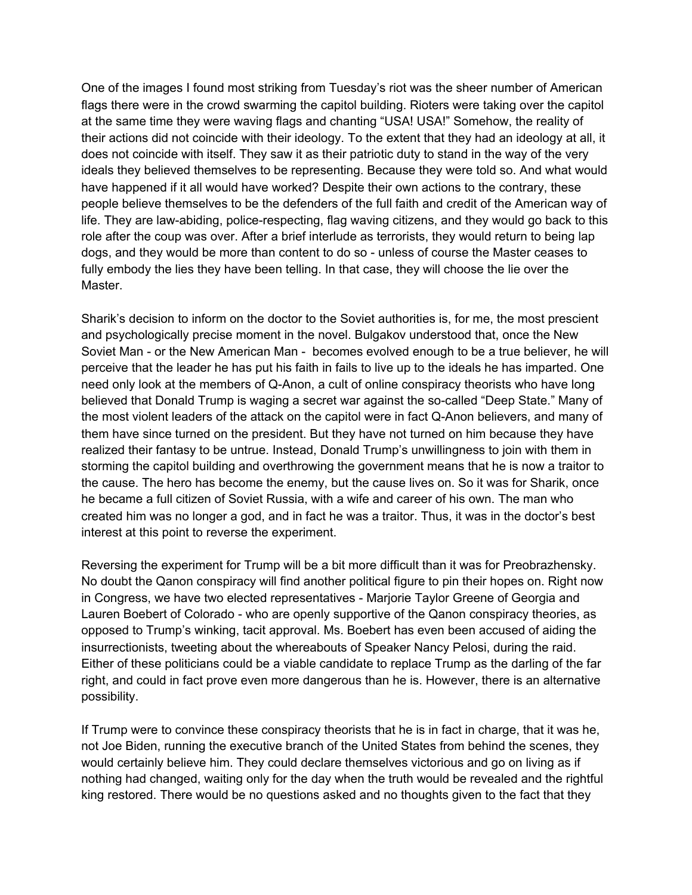One of the images I found most striking from Tuesday's riot was the sheer number of American flags there were in the crowd swarming the capitol building. Rioters were taking over the capitol at the same time they were waving flags and chanting "USA! USA!" Somehow, the reality of their actions did not coincide with their ideology. To the extent that they had an ideology at all, it does not coincide with itself. They saw it as their patriotic duty to stand in the way of the very ideals they believed themselves to be representing. Because they were told so. And what would have happened if it all would have worked? Despite their own actions to the contrary, these people believe themselves to be the defenders of the full faith and credit of the American way of life. They are law-abiding, police-respecting, flag waving citizens, and they would go back to this role after the coup was over. After a brief interlude as terrorists, they would return to being lap dogs, and they would be more than content to do so - unless of course the Master ceases to fully embody the lies they have been telling. In that case, they will choose the lie over the Master.

Sharik's decision to inform on the doctor to the Soviet authorities is, for me, the most prescient and psychologically precise moment in the novel. Bulgakov understood that, once the New Soviet Man - or the New American Man - becomes evolved enough to be a true believer, he will perceive that the leader he has put his faith in fails to live up to the ideals he has imparted. One need only look at the members of Q-Anon, a cult of online conspiracy theorists who have long believed that Donald Trump is waging a secret war against the so-called "Deep State." Many of the most violent leaders of the attack on the capitol were in fact Q-Anon believers, and many of them have since turned on the president. But they have not turned on him because they have realized their fantasy to be untrue. Instead, Donald Trump's unwillingness to join with them in storming the capitol building and overthrowing the government means that he is now a traitor to the cause. The hero has become the enemy, but the cause lives on. So it was for Sharik, once he became a full citizen of Soviet Russia, with a wife and career of his own. The man who created him was no longer a god, and in fact he was a traitor. Thus, it was in the doctor's best interest at this point to reverse the experiment.

Reversing the experiment for Trump will be a bit more difficult than it was for Preobrazhensky. No doubt the Qanon conspiracy will find another political figure to pin their hopes on. Right now in Congress, we have two elected representatives - Marjorie Taylor Greene of Georgia and Lauren Boebert of Colorado - who are openly supportive of the Qanon conspiracy theories, as opposed to Trump's winking, tacit approval. Ms. Boebert has even been accused of aiding the insurrectionists, tweeting about the whereabouts of Speaker Nancy Pelosi, during the raid. Either of these politicians could be a viable candidate to replace Trump as the darling of the far right, and could in fact prove even more dangerous than he is. However, there is an alternative possibility.

If Trump were to convince these conspiracy theorists that he is in fact in charge, that it was he, not Joe Biden, running the executive branch of the United States from behind the scenes, they would certainly believe him. They could declare themselves victorious and go on living as if nothing had changed, waiting only for the day when the truth would be revealed and the rightful king restored. There would be no questions asked and no thoughts given to the fact that they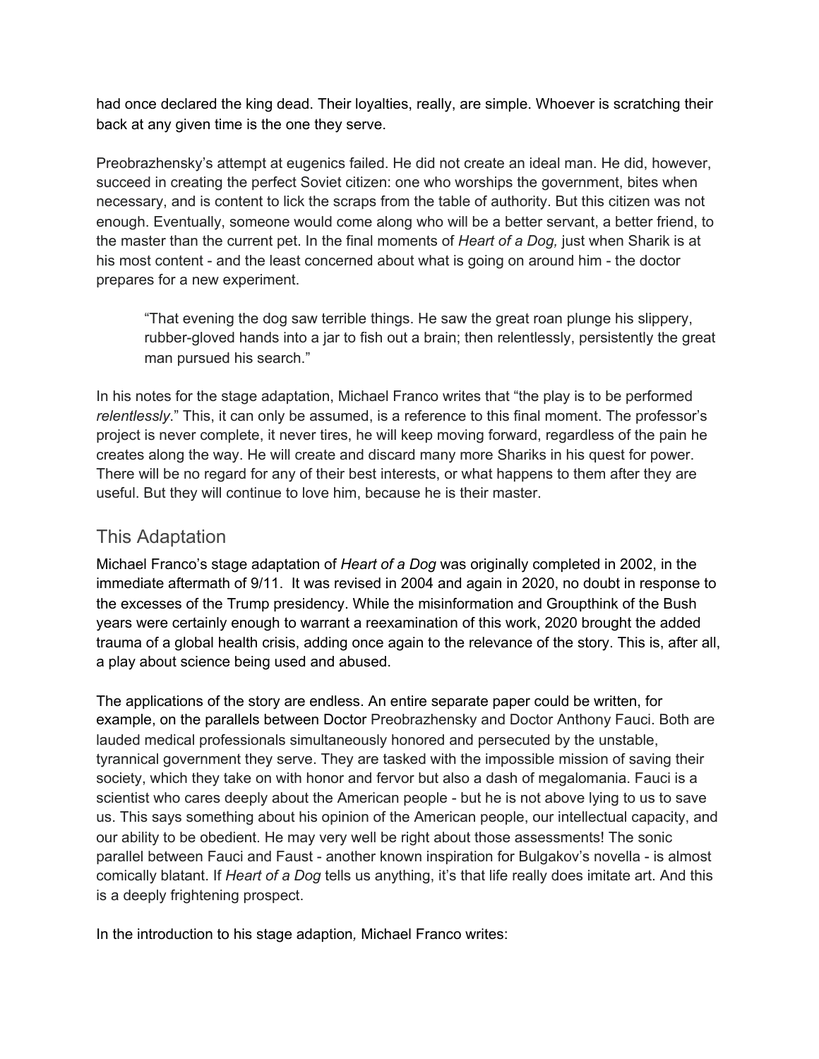had once declared the king dead. Their loyalties, really, are simple. Whoever is scratching their back at any given time is the one they serve.

Preobrazhensky's attempt at eugenics failed. He did not create an ideal man. He did, however, succeed in creating the perfect Soviet citizen: one who worships the government, bites when necessary, and is content to lick the scraps from the table of authority. But this citizen was not enough. Eventually, someone would come along who will be a better servant, a better friend, to the master than the current pet. In the final moments of *Heart of a Dog,* just when Sharik is at his most content - and the least concerned about what is going on around him - the doctor prepares for a new experiment.

> "That evening the dog saw terrible things. He saw the great roan plunge his slippery, rubber-gloved hands into a jar to fish out a brain; then relentlessly, persistently the great man pursued his search."

In his notes for the stage adaptation, Michael Franco writes that "the play is to be performed *relentlessly*." This, it can only be assumed, is a reference to this final moment. The professor's project is never complete, it never tires, he will keep moving forward, regardless of the pain he creates along the way. He will create and discard many more Shariks in his quest for power. There will be no regard for any of their best interests, or what happens to them after they are useful. But they will continue to love him, because he is their master.

## This Adaptation

Michael Franco's stage adaptation of *Heart of a Dog* was originally completed in 2002, in the immediate aftermath of 9/11. It was revised in 2004 and again in 2020, no doubt in response to the excesses of the Trump presidency. While the misinformation and Groupthink of the Bush years were certainly enough to warrant a reexamination of this work, 2020 brought the added trauma of a global health crisis, adding once again to the relevance of the story. This is, after all, a play about science being used and abused.

The applications of the story are endless. An entire separate paper could be written, for example, on the parallels between Doctor Preobrazhensky and Doctor Anthony Fauci. Both are lauded medical professionals simultaneously honored and persecuted by the unstable, tyrannical government they serve. They are tasked with the impossible mission of saving their society, which they take on with honor and fervor but also a dash of megalomania. Fauci is a scientist who cares deeply about the American people - but he is not above lying to us to save us. This says something about his opinion of the American people, our intellectual capacity, and our ability to be obedient. He may very well be right about those assessments! The sonic parallel between Fauci and Faust - another known inspiration for Bulgakov's novella - is almost comically blatant. If *Heart of a Dog* tells us anything, it's that life really does imitate art. And this is a deeply frightening prospect.

In the introduction to his stage adaption*,* Michael Franco writes: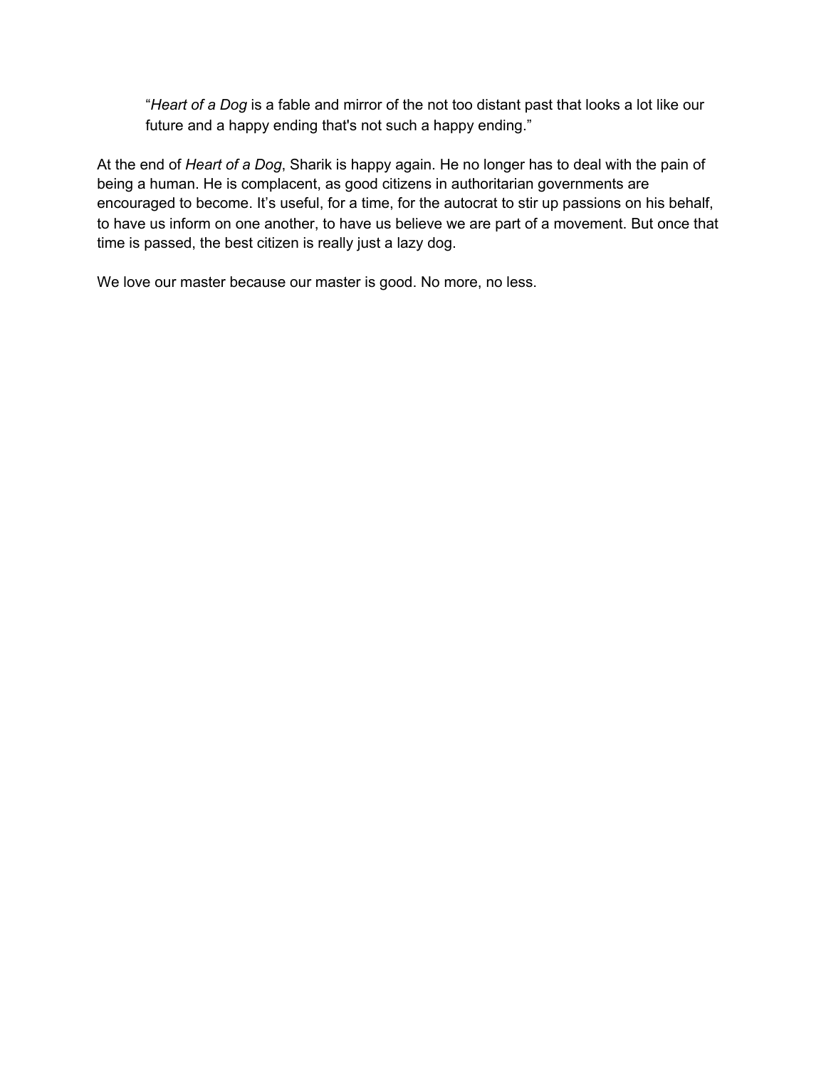> "*Heart of a Dog* is a fable and mirror of the not too distant past that looks a lot like our future and a happy ending that's not such a happy ending."

At the end of *Heart of a Dog*, Sharik is happy again. He no longer has to deal with the pain of being a human. He is complacent, as good citizens in authoritarian governments are encouraged to become. It's useful, for a time, for the autocrat to stir up passions on his behalf, to have us inform on one another, to have us believe we are part of a movement. But once that time is passed, the best citizen is really just a lazy dog.

We love our master because our master is good. No more, no less.